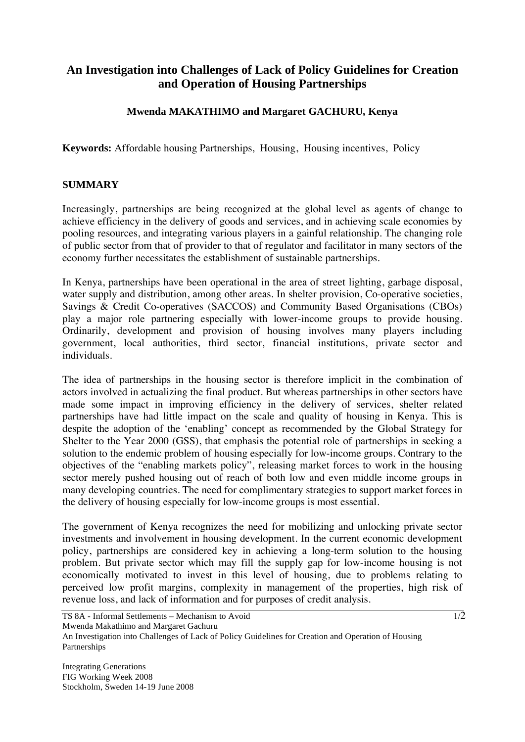# An Investigation into Challenges of Lack of Policy Guidelines for Creation and Operation of Housing Partnerships

**Mwenda MAKATHIMO and Margaret GACHURU, Kenya**

**Keywords:** Affordable housing Partnerships, Housing, Housing incentives, Policy

## SUMMARY

Increasingly, partnerships are being recognized at the global level as agents of change to achieve efficiency in the delivery of goods and services, and in achieving scale economies by pooling resources, and integrating various players in a gainful relationship. The changing role of public sector from that of provider to that of regulator and facilitator in many sectors of the economy further necessitates the establishment of sustainable partnerships.

In Kenya, partnerships have been operational in the area of street lighting, garbage disposal, water supply and distribution, among other areas. In shelter provision, Co-operative societies, Savings & Credit Co-operatives (SACCOS) and Community Based Organisations (CBOs) play a major role partnering especially with lower-income groups to provide housing. Ordinarily, development and provision of housing involves many players including government, local authorities, third sector, financial institutions, private sector and individuals.

The idea of partnerships in the housing sector is therefore implicit in the combination of actors involved in actualizing the final product. But whereas partnerships in other sectors have made some impact in improving efficiency in the delivery of services, shelter related partnerships have had little impact on the scale and quality of housing in Kenya. This is despite the adoption of the 'enabling' concept as recommended by the Global Strategy for Shelter to the Year 2000 (GSS), that emphasis the potential role of partnerships in seeking a solution to the endemic problem of housing especially for low-income groups. Contrary to the objectives of the "enabling markets policy", releasing market forces to work in the housing sector merely pushed housing out of reach of both low and even middle income groups in many developing countries. The need for complimentary strategies to support market forces in the delivery of housing especially for low-income groups is most essential.

The government of Kenya recognizes the need for mobilizing and unlocking private sector investments and involvement in housing development. In the current economic development policy, partnerships are considered key in achieving a long-term solution to the housing problem. But private sector which may fill the supply gap for low-income housing is not economically motivated to invest in this level of housing, due to problems relating to perceived low profit margins, complexity in management of the properties, high risk of revenue loss, and lack of information and for purposes of credit analysis.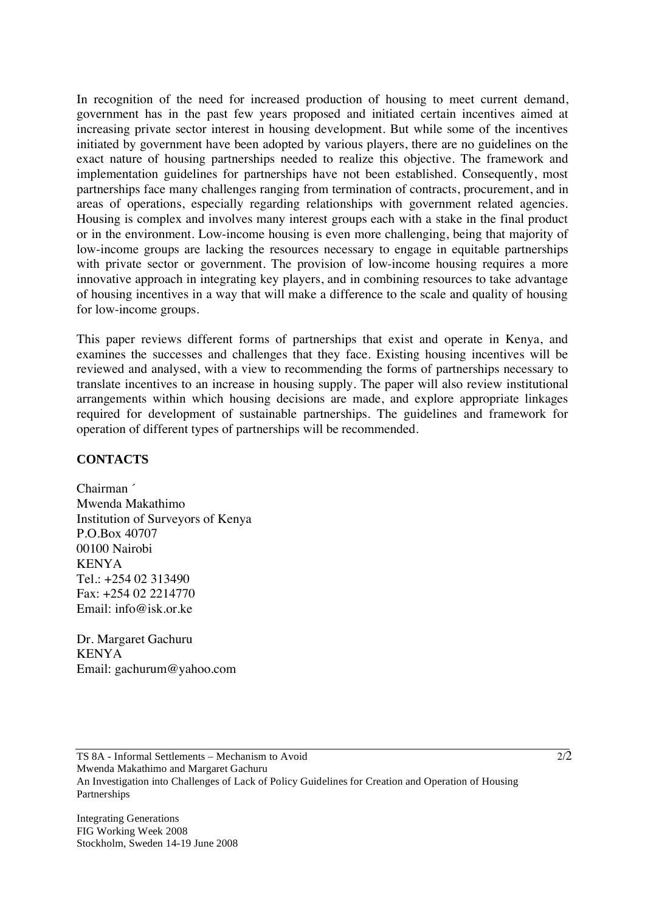In recognition of the need for increased production of housing to meet current demand, government has in the past few years proposed and initiated certain incentives aimed at increasing private sector interest in housing development. But while some of the incentives initiated by government have been adopted by various players, there are no guidelines on the exact nature of housing partnerships needed to realize this objective. The framework and implementation guidelines for partnerships have not been established. Consequently, most partnerships face many challenges ranging from termination of contracts, procurement, and in areas of operations, especially regarding relationships with government related agencies. Housing is complex and involves many interest groups each with a stake in the final product or in the environment. Low-income housing is even more challenging, being that majority of low-income groups are lacking the resources necessary to engage in equitable partnerships with private sector or government. The provision of low-income housing requires a more innovative approach in integrating key players, and in combining resources to take advantage of housing incentives in a way that will make a difference to the scale and quality of housing for low-income groups.

This paper reviews different forms of partnerships that exist and operate in Kenya, and examines the successes and challenges that they face. Existing housing incentives will be reviewed and analysed, with a view to recommending the forms of partnerships necessary to translate incentives to an increase in housing supply. The paper will also review institutional arrangements within which housing decisions are made, and explore appropriate linkages required for development of sustainable partnerships. The guidelines and framework for operation of different types of partnerships will be recommended.

## CONTACTS

Chairman ´
Mwenda Makathimo
Institution of Surveyors of Kenya
P.O.Box 40707
00100 Nairobi
KENYA
Tel.: +254 02 313490
Fax: +254 02 2214770
Email: info@isk.or.ke

Dr. Margaret Gachuru
KENYA
Email: gachurum@yahoo.com